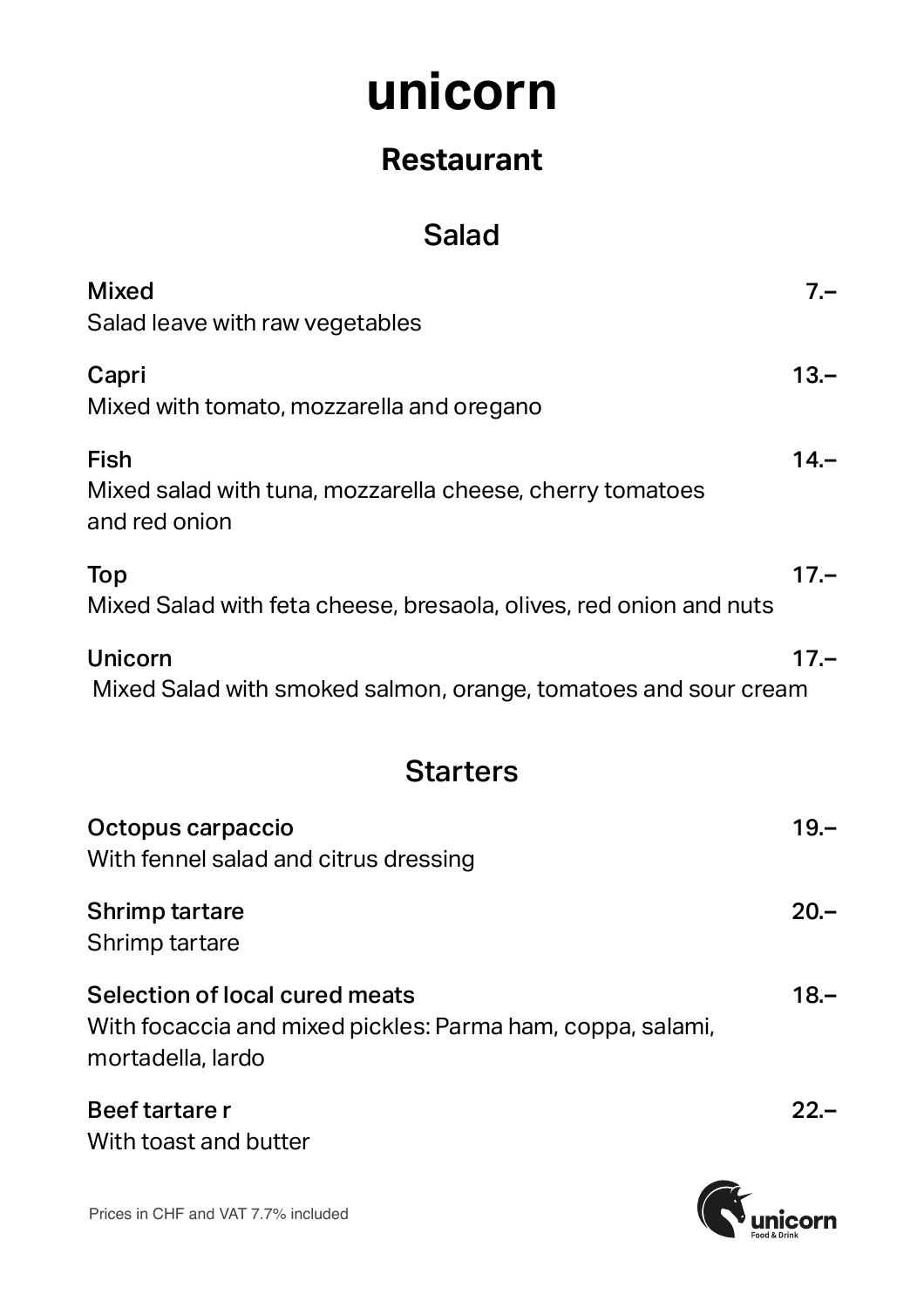# unicorn

## Restaurant

### Salad

**Mixed** 7.–
Salad leave with raw vegetables

**Capri** 13.–
Mixed with tomato, mozzarella and oregano

**Fish** 14.–
Mixed salad with tuna, mozzarella cheese, cherry tomatoes and red onion

**Top** 17.–
Mixed Salad with feta cheese, bresaola, olives, red onion and nuts

**Unicorn** 17.–
Mixed Salad with smoked salmon, orange, tomatoes and sour cream

### Starters

**Octopus carpaccio** 19.–
With fennel salad and citrus dressing

**Shrimp tartare** 20.–
Shrimp tartare

**Selection of local cured meats** 18.–
With focaccia and mixed pickles: Parma ham, coppa, salami, mortadella, lardo

**Beef tartare r** 22.–
With toast and butter

Prices in CHF and VAT 7.7% included

unicorn Food & Drink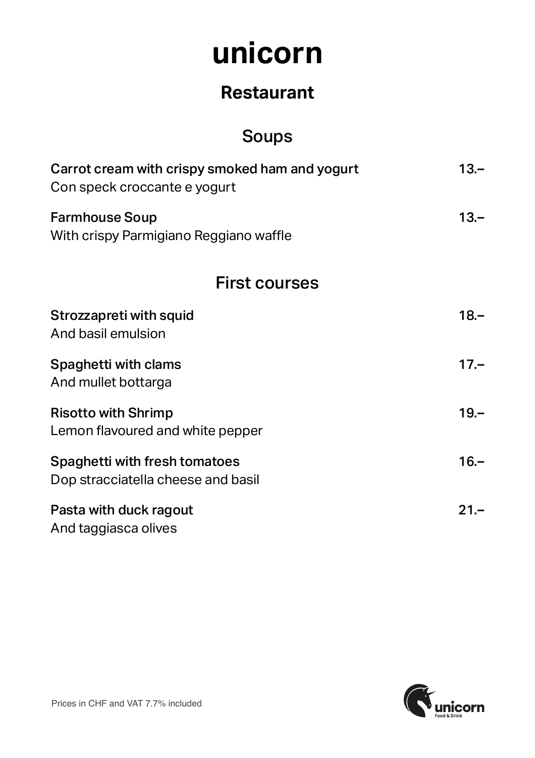# unicorn

## Restaurant

### Soups

**Carrot cream with crispy smoked ham and yogurt** — **13.–**
Con speck croccante e yogurt

**Farmhouse Soup** — **13.–**
With crispy Parmigiano Reggiano waffle

### First courses

**Strozzapreti with squid** — **18.–**
And basil emulsion

**Spaghetti with clams** — **17.–**
And mullet bottarga

**Risotto with Shrimp** — **19.–**
Lemon flavoured and white pepper

**Spaghetti with fresh tomatoes** — **16.–**
Dop stracciatella cheese and basil

**Pasta with duck ragout** — **21.–**
And taggiasca olives

Prices in CHF and VAT 7.7% included

unicorn Food & Drink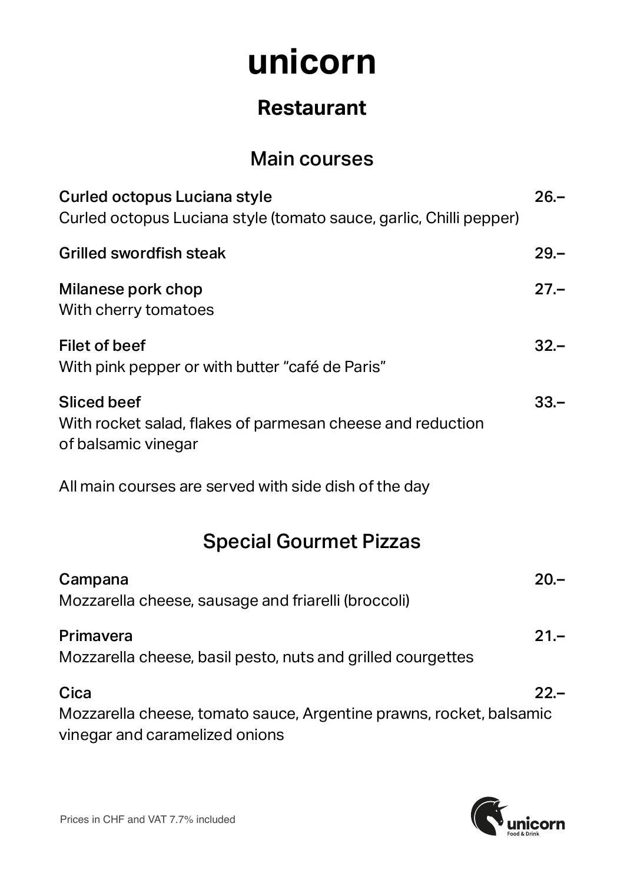# unicorn

## Restaurant

### Main courses

**Curled octopus Luciana style** — **26.–**
Curled octopus Luciana style (tomato sauce, garlic, Chilli pepper)

**Grilled swordfish steak** — **29.–**

**Milanese pork chop** — **27.–**
With cherry tomatoes

**Filet of beef** — **32.–**
With pink pepper or with butter "café de Paris"

**Sliced beef** — **33.–**
With rocket salad, flakes of parmesan cheese and reduction of balsamic vinegar

All main courses are served with side dish of the day

### Special Gourmet Pizzas

**Campana** — **20.–**
Mozzarella cheese, sausage and friarelli (broccoli)

**Primavera** — **21.–**
Mozzarella cheese, basil pesto, nuts and grilled courgettes

**Cica** — **22.–**
Mozzarella cheese, tomato sauce, Argentine prawns, rocket, balsamic vinegar and caramelized onions

Prices in CHF and VAT 7.7% included

unicorn Food & Drink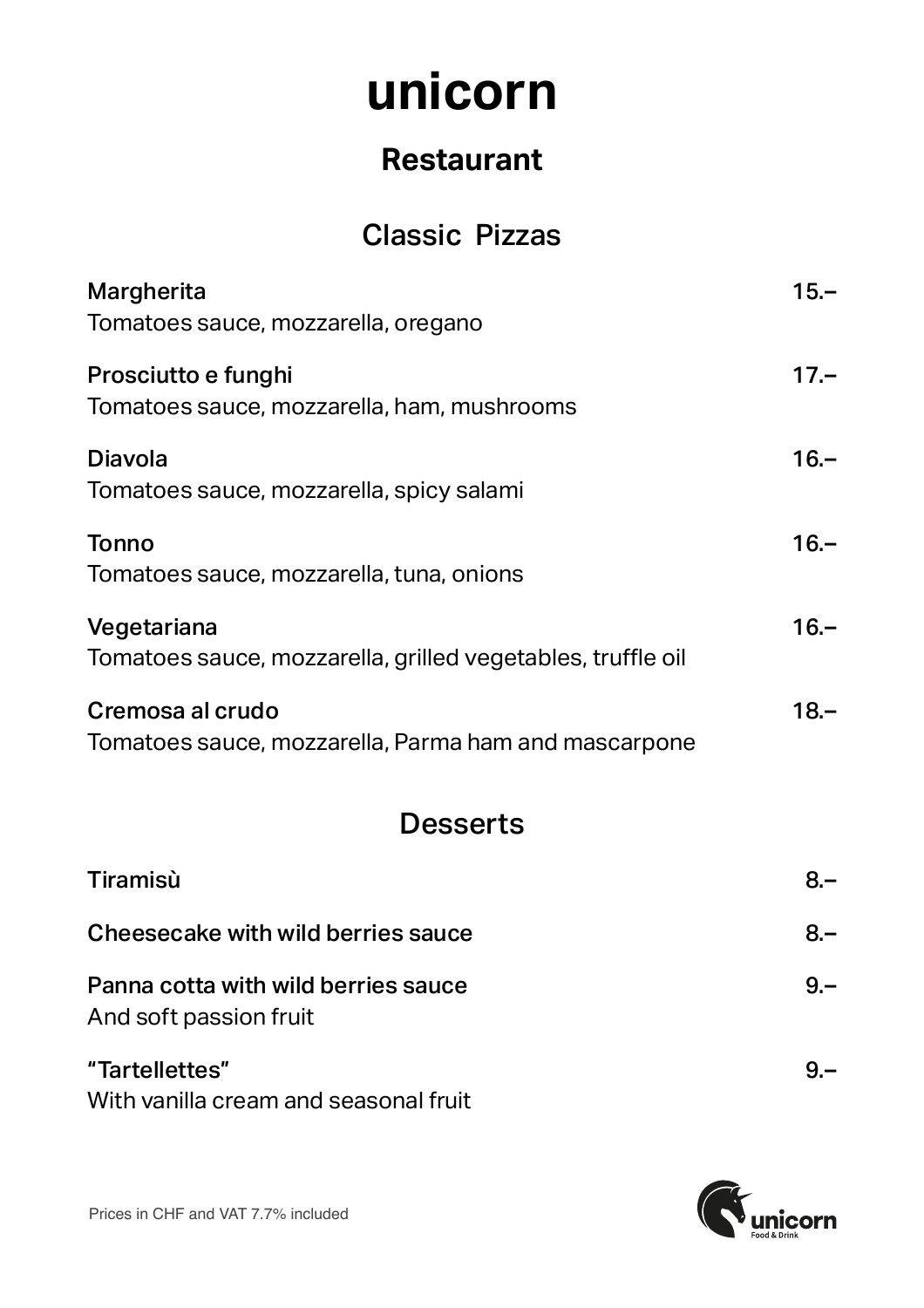# unicorn

## Restaurant

### Classic Pizzas

**Margherita** 15.–
Tomatoes sauce, mozzarella, oregano

**Prosciutto e funghi** 17.–
Tomatoes sauce, mozzarella, ham, mushrooms

**Diavola** 16.–
Tomatoes sauce, mozzarella, spicy salami

**Tonno** 16.–
Tomatoes sauce, mozzarella, tuna, onions

**Vegetariana** 16.–
Tomatoes sauce, mozzarella, grilled vegetables, truffle oil

**Cremosa al crudo** 18.–
Tomatoes sauce, mozzarella, Parma ham and mascarpone

### Desserts

**Tiramisù** 8.–

**Cheesecake with wild berries sauce** 8.–

**Panna cotta with wild berries sauce** 9.–
And soft passion fruit

**"Tartellettes"** 9.–
With vanilla cream and seasonal fruit

Prices in CHF and VAT 7.7% included

unicorn
Food & Drink